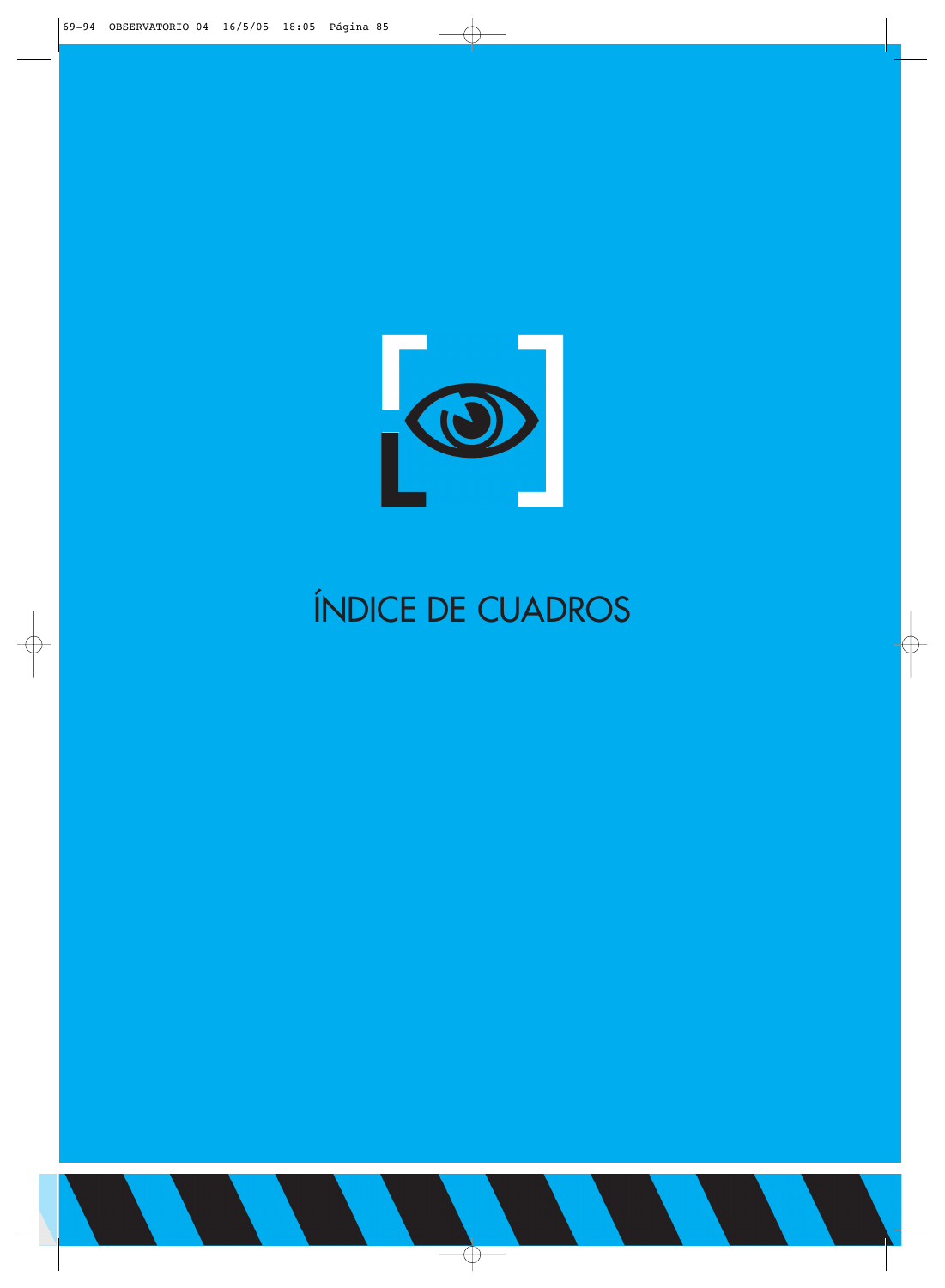# ÍNDICE DE CUADROS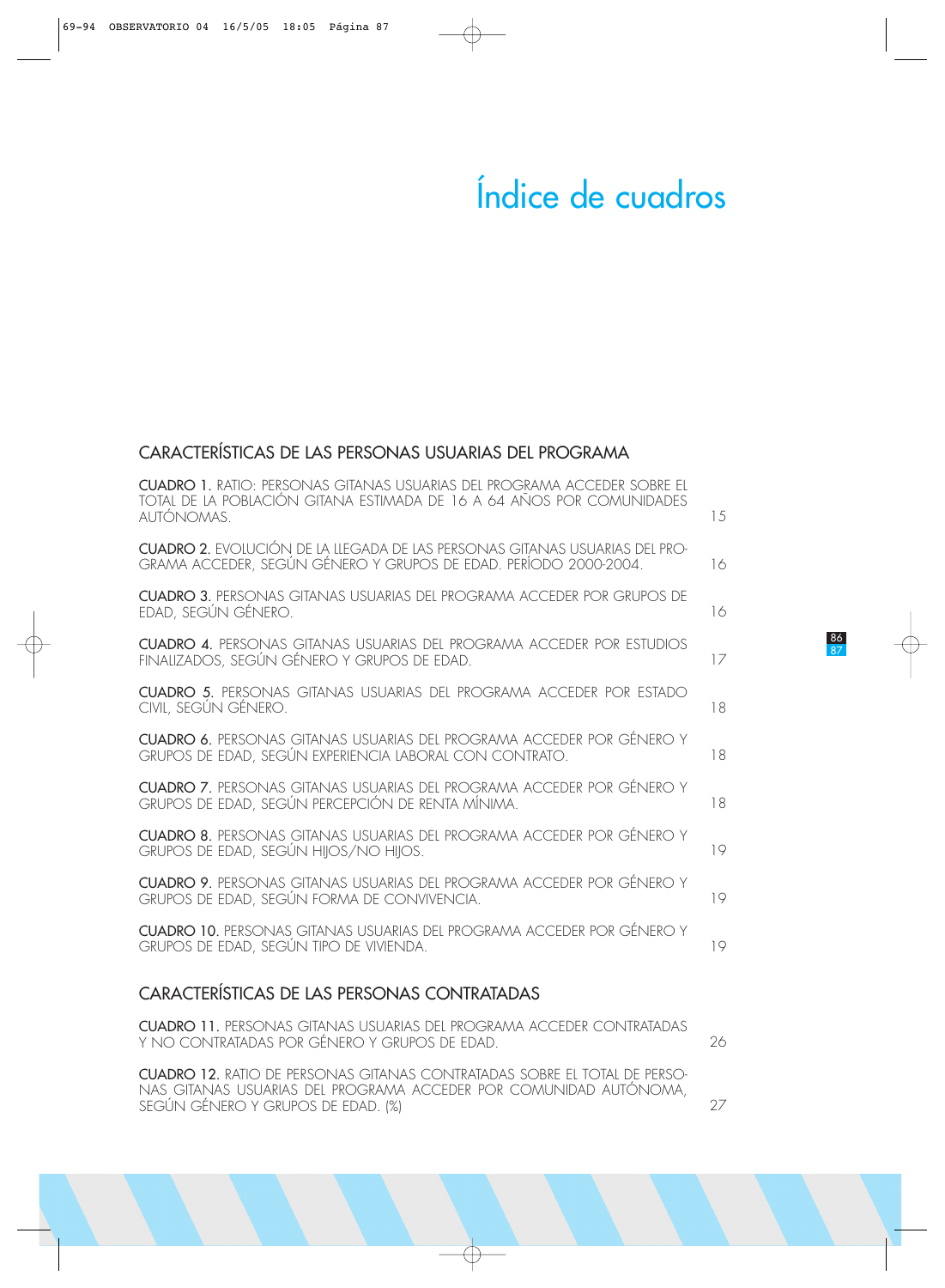# Índice de cuadros

## CARACTERÍSTICAS DE LAS PERSONAS USUARIAS DEL PROGRAMA

**CUADRO 1.** RATIO: PERSONAS GITANAS USUARIAS DEL PROGRAMA ACCEDER SOBRE EL TOTAL DE LA POBLACIÓN GITANA ESTIMADA DE 16 A 64 AÑOS POR COMUNIDADES AUTÓNOMAS. 15

**CUADRO 2.** EVOLUCIÓN DE LA LLEGADA DE LAS PERSONAS GITANAS USUARIAS DEL PROGRAMA ACCEDER, SEGÚN GÉNERO Y GRUPOS DE EDAD. PERÍODO 2000-2004. 16

**CUADRO 3.** PERSONAS GITANAS USUARIAS DEL PROGRAMA ACCEDER POR GRUPOS DE EDAD, SEGÚN GÉNERO. 16

**CUADRO 4.** PERSONAS GITANAS USUARIAS DEL PROGRAMA ACCEDER POR ESTUDIOS FINALIZADOS, SEGÚN GÉNERO Y GRUPOS DE EDAD. 17

**CUADRO 5.** PERSONAS GITANAS USUARIAS DEL PROGRAMA ACCEDER POR ESTADO CIVIL, SEGÚN GÉNERO. 18

**CUADRO 6.** PERSONAS GITANAS USUARIAS DEL PROGRAMA ACCEDER POR GÉNERO Y GRUPOS DE EDAD, SEGÚN EXPERIENCIA LABORAL CON CONTRATO. 18

**CUADRO 7.** PERSONAS GITANAS USUARIAS DEL PROGRAMA ACCEDER POR GÉNERO Y GRUPOS DE EDAD, SEGÚN PERCEPCIÓN DE RENTA MÍNIMA. 18

**CUADRO 8.** PERSONAS GITANAS USUARIAS DEL PROGRAMA ACCEDER POR GÉNERO Y GRUPOS DE EDAD, SEGÚN HIJOS/NO HIJOS. 19

**CUADRO 9.** PERSONAS GITANAS USUARIAS DEL PROGRAMA ACCEDER POR GÉNERO Y GRUPOS DE EDAD, SEGÚN FORMA DE CONVIVENCIA. 19

**CUADRO 10.** PERSONAS GITANAS USUARIAS DEL PROGRAMA ACCEDER POR GÉNERO Y GRUPOS DE EDAD, SEGÚN TIPO DE VIVIENDA. 19

## CARACTERÍSTICAS DE LAS PERSONAS CONTRATADAS

**CUADRO 11.** PERSONAS GITANAS USUARIAS DEL PROGRAMA ACCEDER CONTRATADAS Y NO CONTRATADAS POR GÉNERO Y GRUPOS DE EDAD. 26

**CUADRO 12.** RATIO DE PERSONAS GITANAS CONTRATADAS SOBRE EL TOTAL DE PERSONAS GITANAS USUARIAS DEL PROGRAMA ACCEDER POR COMUNIDAD AUTÓNOMA, SEGÚN GÉNERO Y GRUPOS DE EDAD. (%) 27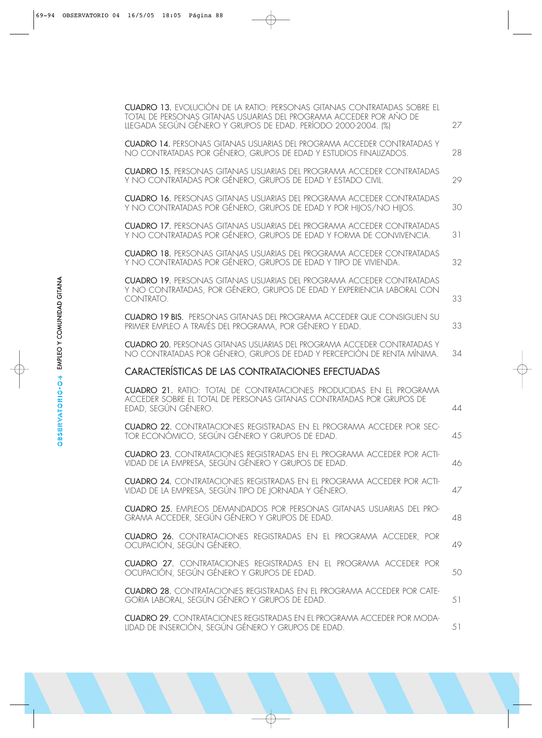**CUADRO 13.** EVOLUCIÓN DE LA RATIO: PERSONAS GITANAS CONTRATADAS SOBRE EL TOTAL DE PERSONAS GITANAS USUARIAS DEL PROGRAMA ACCEDER POR AÑO DE LLEGADA SEGÚN GÉNERO Y GRUPOS DE EDAD. PERÍODO 2000-2004. (%) — 27

**CUADRO 14.** PERSONAS GITANAS USUARIAS DEL PROGRAMA ACCEDER CONTRATADAS Y NO CONTRATADAS POR GÉNERO, GRUPOS DE EDAD Y ESTUDIOS FINALIZADOS. — 28

**CUADRO 15.** PERSONAS GITANAS USUARIAS DEL PROGRAMA ACCEDER CONTRATADAS Y NO CONTRATADAS POR GÉNERO, GRUPOS DE EDAD Y ESTADO CIVIL. — 29

**CUADRO 16.** PERSONAS GITANAS USUARIAS DEL PROGRAMA ACCEDER CONTRATADAS Y NO CONTRATADAS POR GÉNERO, GRUPOS DE EDAD Y POR HIJOS/NO HIJOS. — 30

**CUADRO 17.** PERSONAS GITANAS USUARIAS DEL PROGRAMA ACCEDER CONTRATADAS Y NO CONTRATADAS POR GÉNERO, GRUPOS DE EDAD Y FORMA DE CONVIVENCIA. — 31

**CUADRO 18.** PERSONAS GITANAS USUARIAS DEL PROGRAMA ACCEDER CONTRATADAS Y NO CONTRATADAS POR GÉNERO, GRUPOS DE EDAD Y TIPO DE VIVIENDA. — 32

**CUADRO 19.** PERSONAS GITANAS USUARIAS DEL PROGRAMA ACCEDER CONTRATADAS Y NO CONTRATADAS, POR GÉNERO, GRUPOS DE EDAD Y EXPERIENCIA LABORAL CON CONTRATO. — 33

**CUADRO 19 BIS.** PERSONAS GITANAS DEL PROGRAMA ACCEDER QUE CONSIGUEN SU PRIMER EMPLEO A TRAVÉS DEL PROGRAMA, POR GÉNERO Y EDAD. — 33

**CUADRO 20.** PERSONAS GITANAS USUARIAS DEL PROGRAMA ACCEDER CONTRATADAS Y NO CONTRATADAS POR GÉNERO, GRUPOS DE EDAD Y PERCEPCIÓN DE RENTA MÍNIMA. — 34

## CARACTERÍSTICAS DE LAS CONTRATACIONES EFECTUADAS

**CUADRO 21.** RATIO: TOTAL DE CONTRATACIONES PRODUCIDAS EN EL PROGRAMA ACCEDER SOBRE EL TOTAL DE PERSONAS GITANAS CONTRATADAS POR GRUPOS DE EDAD, SEGÚN GÉNERO. — 44

**CUADRO 22.** CONTRATACIONES REGISTRADAS EN EL PROGRAMA ACCEDER POR SECTOR ECONÓMICO, SEGÚN GÉNERO Y GRUPOS DE EDAD. — 45

**CUADRO 23.** CONTRATACIONES REGISTRADAS EN EL PROGRAMA ACCEDER POR ACTIVIDAD DE LA EMPRESA, SEGÚN GÉNERO Y GRUPOS DE EDAD. — 46

**CUADRO 24.** CONTRATACIONES REGISTRADAS EN EL PROGRAMA ACCEDER POR ACTIVIDAD DE LA EMPRESA, SEGÚN TIPO DE JORNADA Y GÉNERO. — 47

**CUADRO 25.** EMPLEOS DEMANDADOS POR PERSONAS GITANAS USUARIAS DEL PROGRAMA ACCEDER, SEGÚN GÉNERO Y GRUPOS DE EDAD. — 48

**CUADRO 26.** CONTRATACIONES REGISTRADAS EN EL PROGRAMA ACCEDER, POR OCUPACIÓN, SEGÚN GÉNERO. — 49

**CUADRO 27.** CONTRATACIONES REGISTRADAS EN EL PROGRAMA ACCEDER POR OCUPACIÓN, SEGÚN GÉNERO Y GRUPOS DE EDAD. — 50

**CUADRO 28.** CONTRATACIONES REGISTRADAS EN EL PROGRAMA ACCEDER POR CATEGORIA LABORAL, SEGÚN GÉNERO Y GRUPOS DE EDAD. — 51

**CUADRO 29.** CONTRATACIONES REGISTRADAS EN EL PROGRAMA ACCEDER POR MODALIDAD DE INSERCIÓN, SEGÚN GÉNERO Y GRUPOS DE EDAD. — 51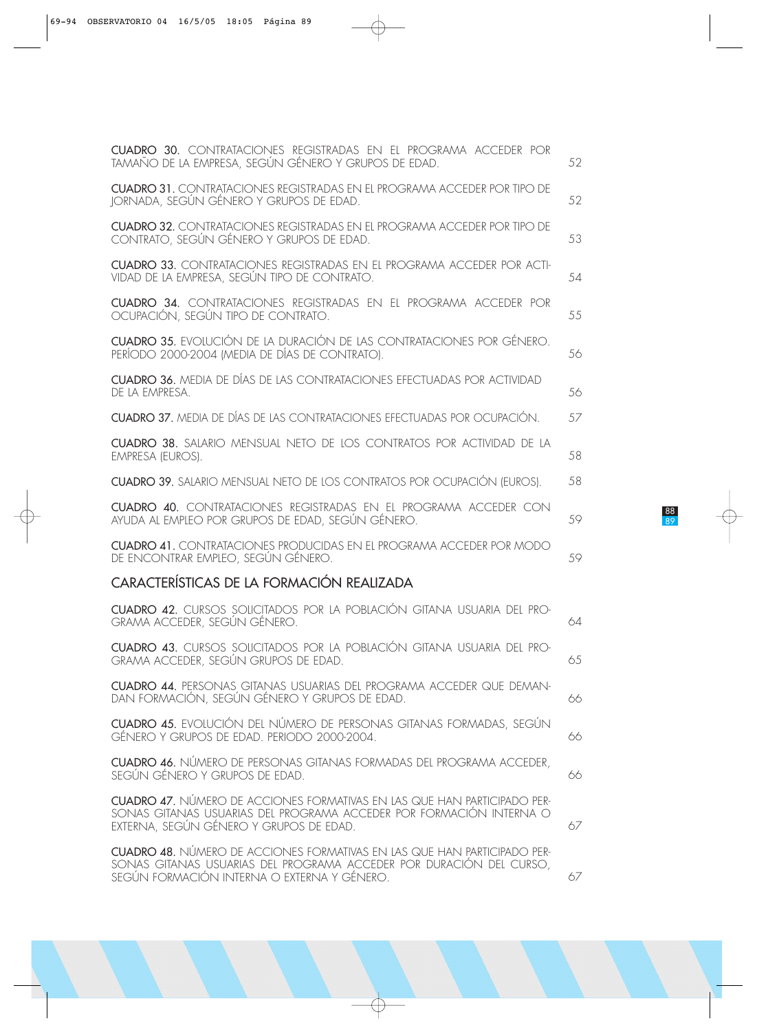**CUADRO 30.** CONTRATACIONES REGISTRADAS EN EL PROGRAMA ACCEDER POR TAMAÑO DE LA EMPRESA, SEGÚN GÉNERO Y GRUPOS DE EDAD. 52

**CUADRO 31.** CONTRATACIONES REGISTRADAS EN EL PROGRAMA ACCEDER POR TIPO DE JORNADA, SEGÚN GÉNERO Y GRUPOS DE EDAD. 52

**CUADRO 32.** CONTRATACIONES REGISTRADAS EN EL PROGRAMA ACCEDER POR TIPO DE CONTRATO, SEGÚN GÉNERO Y GRUPOS DE EDAD. 53

**CUADRO 33.** CONTRATACIONES REGISTRADAS EN EL PROGRAMA ACCEDER POR ACTIVIDAD DE LA EMPRESA, SEGÚN TIPO DE CONTRATO. 54

**CUADRO 34.** CONTRATACIONES REGISTRADAS EN EL PROGRAMA ACCEDER POR OCUPACIÓN, SEGÚN TIPO DE CONTRATO. 55

**CUADRO 35.** EVOLUCIÓN DE LA DURACIÓN DE LAS CONTRATACIONES POR GÉNERO. PERÍODO 2000-2004 (MEDIA DE DÍAS DE CONTRATO). 56

**CUADRO 36.** MEDIA DE DÍAS DE LAS CONTRATACIONES EFECTUADAS POR ACTIVIDAD DE LA EMPRESA. 56

**CUADRO 37.** MEDIA DE DÍAS DE LAS CONTRATACIONES EFECTUADAS POR OCUPACIÓN. 57

**CUADRO 38.** SALARIO MENSUAL NETO DE LOS CONTRATOS POR ACTIVIDAD DE LA EMPRESA (EUROS). 58

**CUADRO 39.** SALARIO MENSUAL NETO DE LOS CONTRATOS POR OCUPACIÓN (EUROS). 58

**CUADRO 40.** CONTRATACIONES REGISTRADAS EN EL PROGRAMA ACCEDER CON AYUDA AL EMPLEO POR GRUPOS DE EDAD, SEGÚN GÉNERO. 59

**CUADRO 41.** CONTRATACIONES PRODUCIDAS EN EL PROGRAMA ACCEDER POR MODO DE ENCONTRAR EMPLEO, SEGÚN GÉNERO. 59

## CARACTERÍSTICAS DE LA FORMACIÓN REALIZADA

**CUADRO 42.** CURSOS SOLICITADOS POR LA POBLACIÓN GITANA USUARIA DEL PROGRAMA ACCEDER, SEGÚN GÉNERO. 64

**CUADRO 43.** CURSOS SOLICITADOS POR LA POBLACIÓN GITANA USUARIA DEL PROGRAMA ACCEDER, SEGÚN GRUPOS DE EDAD. 65

**CUADRO 44.** PERSONAS GITANAS USUARIAS DEL PROGRAMA ACCEDER QUE DEMANDAN FORMACIÓN, SEGÚN GÉNERO Y GRUPOS DE EDAD. 66

**CUADRO 45.** EVOLUCIÓN DEL NÚMERO DE PERSONAS GITANAS FORMADAS, SEGÚN GÉNERO Y GRUPOS DE EDAD. PERIODO 2000-2004. 66

**CUADRO 46.** NÚMERO DE PERSONAS GITANAS FORMADAS DEL PROGRAMA ACCEDER, SEGÚN GÉNERO Y GRUPOS DE EDAD. 66

**CUADRO 47.** NÚMERO DE ACCIONES FORMATIVAS EN LAS QUE HAN PARTICIPADO PERSONAS GITANAS USUARIAS DEL PROGRAMA ACCEDER POR FORMACIÓN INTERNA O EXTERNA, SEGÚN GÉNERO Y GRUPOS DE EDAD. 67

**CUADRO 48.** NÚMERO DE ACCIONES FORMATIVAS EN LAS QUE HAN PARTICIPADO PERSONAS GITANAS USUARIAS DEL PROGRAMA ACCEDER POR DURACIÓN DEL CURSO, SEGÚN FORMACIÓN INTERNA O EXTERNA Y GÉNERO. 67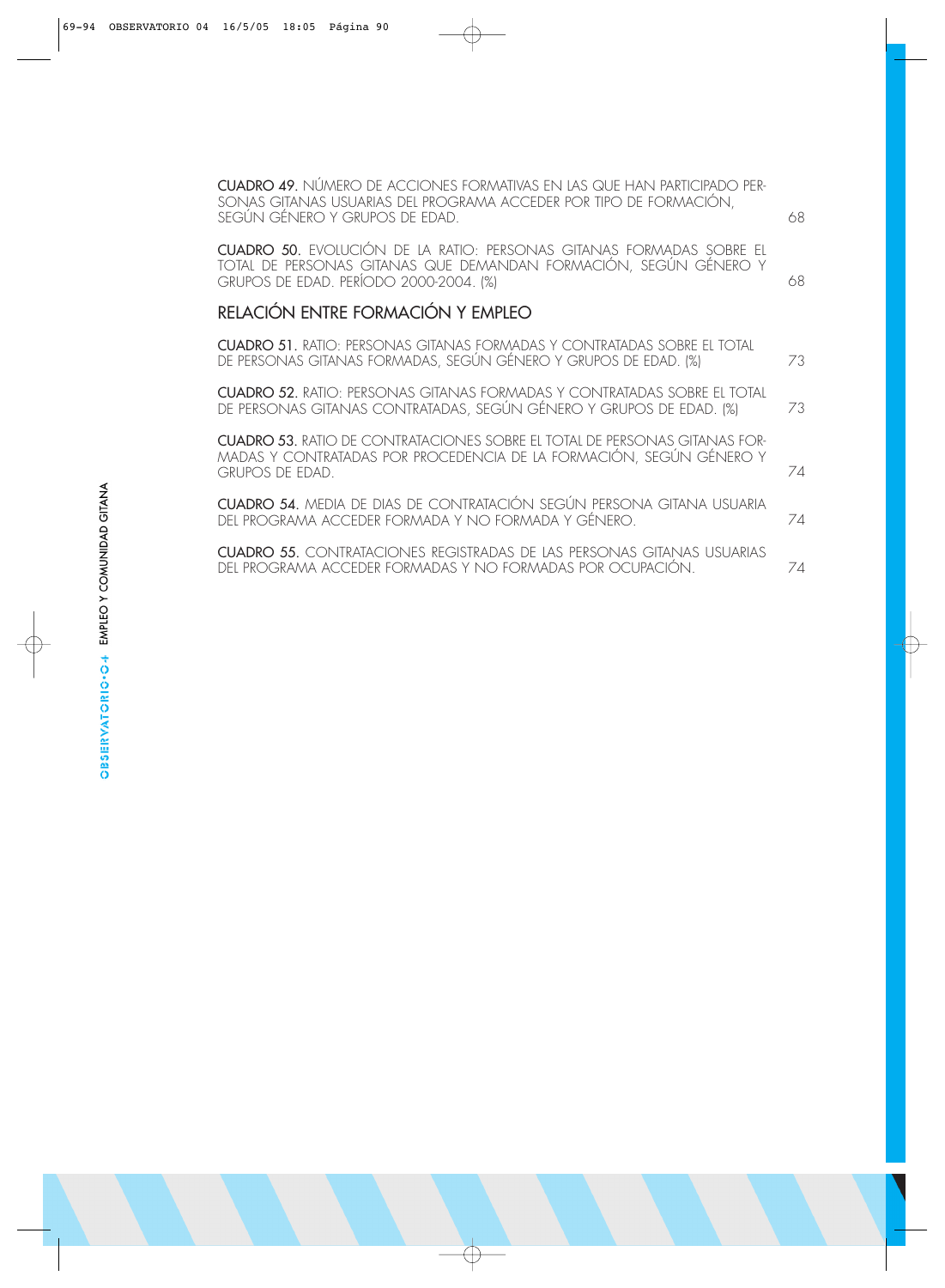**CUADRO 49.** NÚMERO DE ACCIONES FORMATIVAS EN LAS QUE HAN PARTICIPADO PERSONAS GITANAS USUARIAS DEL PROGRAMA ACCEDER POR TIPO DE FORMACIÓN, SEGÚN GÉNERO Y GRUPOS DE EDAD. 68

**CUADRO 50.** EVOLUCIÓN DE LA RATIO: PERSONAS GITANAS FORMADAS SOBRE EL TOTAL DE PERSONAS GITANAS QUE DEMANDAN FORMACIÓN, SEGÚN GÉNERO Y GRUPOS DE EDAD. PERÍODO 2000-2004. (%) 68

## RELACIÓN ENTRE FORMACIÓN Y EMPLEO

**CUADRO 51.** RATIO: PERSONAS GITANAS FORMADAS Y CONTRATADAS SOBRE EL TOTAL DE PERSONAS GITANAS FORMADAS, SEGÚN GÉNERO Y GRUPOS DE EDAD. (%) 73

**CUADRO 52.** RATIO: PERSONAS GITANAS FORMADAS Y CONTRATADAS SOBRE EL TOTAL DE PERSONAS GITANAS CONTRATADAS, SEGÚN GÉNERO Y GRUPOS DE EDAD. (%) 73

**CUADRO 53.** RATIO DE CONTRATACIONES SOBRE EL TOTAL DE PERSONAS GITANAS FORMADAS Y CONTRATADAS POR PROCEDENCIA DE LA FORMACIÓN, SEGÚN GÉNERO Y GRUPOS DE EDAD. 74

**CUADRO 54.** MEDIA DE DIAS DE CONTRATACIÓN SEGÚN PERSONA GITANA USUARIA DEL PROGRAMA ACCEDER FORMADA Y NO FORMADA Y GÉNERO. 74

**CUADRO 55.** CONTRATACIONES REGISTRADAS DE LAS PERSONAS GITANAS USUARIAS DEL PROGRAMA ACCEDER FORMADAS Y NO FORMADAS POR OCUPACIÓN. 74